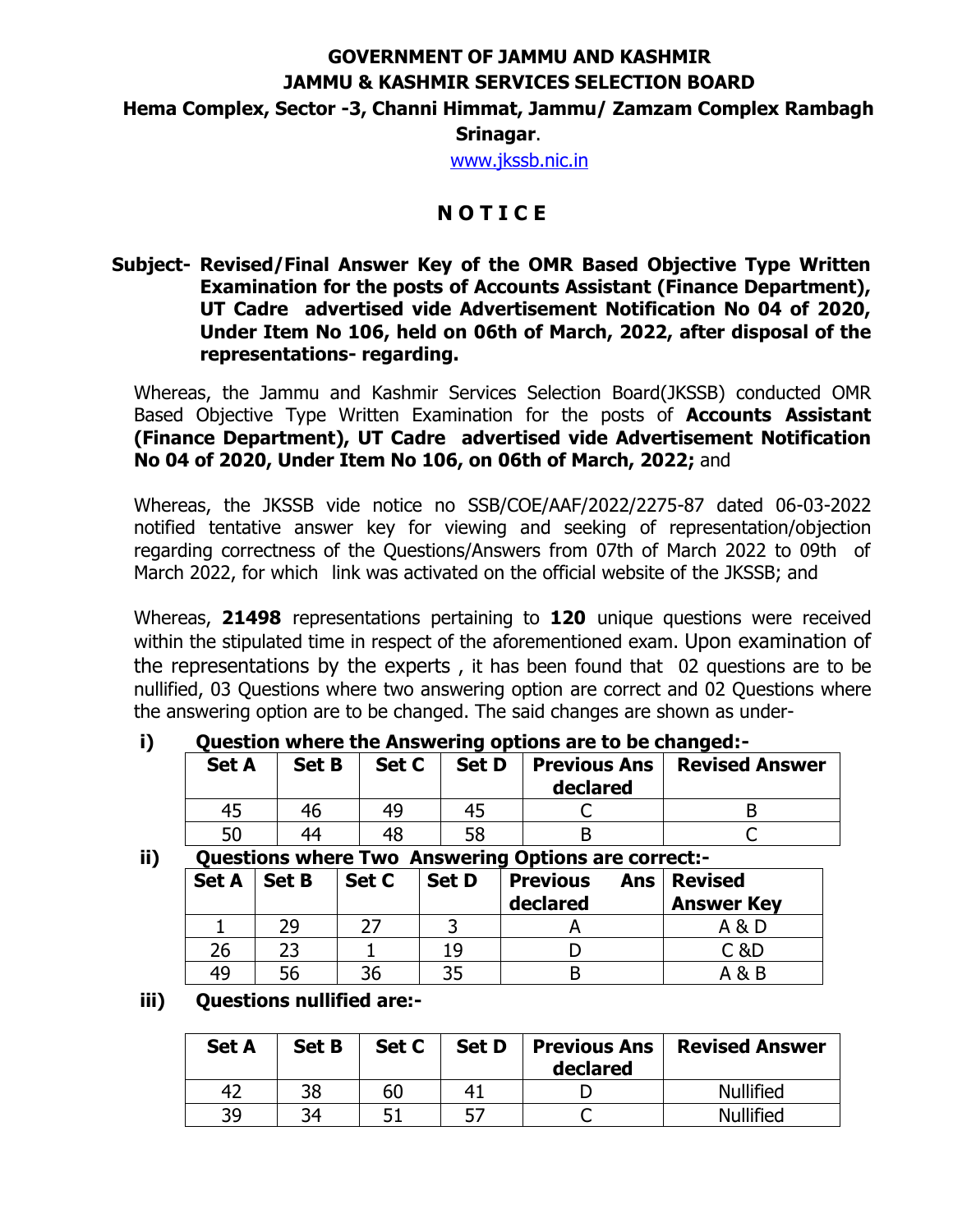**GOVERNMENT OF JAMMU AND KASHMIR**

**JAMMU & KASHMIR SERVICES SELECTION BOARD**

**Hema Complex, Sector -3, Channi Himmat, Jammu/ Zamzam Complex Rambagh Srinagar**.

www.jkssb.nic.in

# N O T I C E

**Subject- Revised/Final Answer Key of the OMR Based Objective Type Written Examination for the posts of Accounts Assistant (Finance Department), UT Cadre advertised vide Advertisement Notification No 04 of 2020, Under Item No 106, held on 06th of March, 2022, after disposal of the representations- regarding.**

Whereas, the Jammu and Kashmir Services Selection Board(JKSSB) conducted OMR Based Objective Type Written Examination for the posts of **Accounts Assistant (Finance Department), UT Cadre advertised vide Advertisement Notification No 04 of 2020, Under Item No 106, on 06th of March, 2022;** and

Whereas, the JKSSB vide notice no SSB/COE/AAF/2022/2275-87 dated 06-03-2022 notified tentative answer key for viewing and seeking of representation/objection regarding correctness of the Questions/Answers from 07th of March 2022 to 09th of March 2022, for which link was activated on the official website of the JKSSB; and

Whereas, **21498** representations pertaining to **120** unique questions were received within the stipulated time in respect of the aforementioned exam. Upon examination of the representations by the experts , it has been found that 02 questions are to be nullified, 03 Questions where two answering option are correct and 02 Questions where the answering option are to be changed. The said changes are shown as under-

**i) Question where the Answering options are to be changed:-**

| Set A | Set B | Set C | Set D | Previous Ans declared | Revised Answer |
|---|---|---|---|---|---|
| 45 | 46 | 49 | 45 | C | B |
| 50 | 44 | 48 | 58 | B | C |

**ii) Questions where Two Answering Options are correct:-**

| Set A | Set B | Set C | Set D | Previous Ans declared | Revised Answer Key |
|---|---|---|---|---|---|
| 1 | 29 | 27 | 3 | A | A & D |
| 26 | 23 | 1 | 19 | D | C &D |
| 49 | 56 | 36 | 35 | B | A & B |

**iii) Questions nullified are:-**

| Set A | Set B | Set C | Set D | Previous Ans declared | Revised Answer |
|---|---|---|---|---|---|
| 42 | 38 | 60 | 41 | D | Nullified |
| 39 | 34 | 51 | 57 | C | Nullified |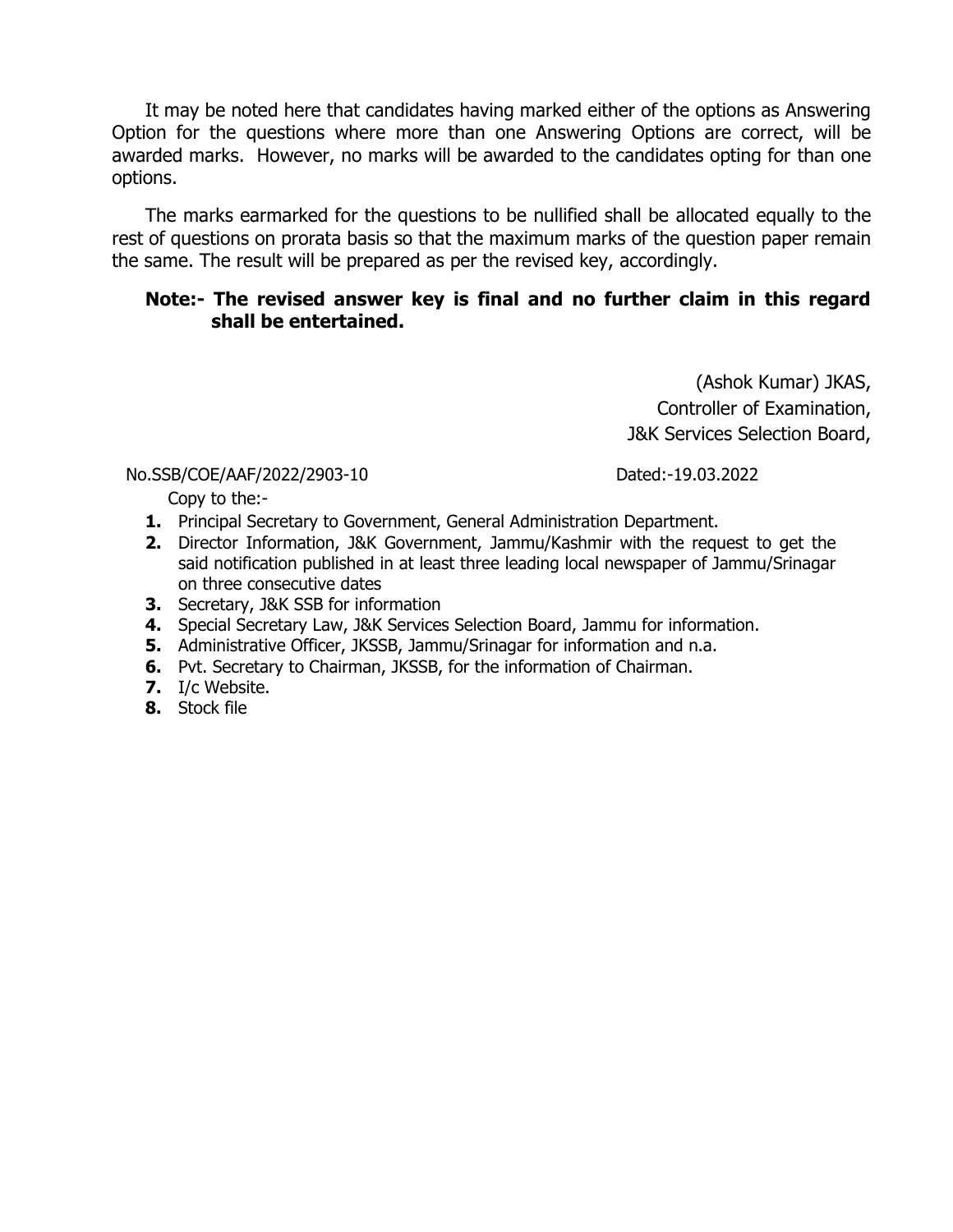It may be noted here that candidates having marked either of the options as Answering Option for the questions where more than one Answering Options are correct, will be awarded marks. However, no marks will be awarded to the candidates opting for than one options.

The marks earmarked for the questions to be nullified shall be allocated equally to the rest of questions on prorata basis so that the maximum marks of the question paper remain the same. The result will be prepared as per the revised key, accordingly.

**Note:- The revised answer key is final and no further claim in this regard shall be entertained.**

(Ashok Kumar) JKAS,
Controller of Examination,
J&K Services Selection Board,

No.SSB/COE/AAF/2022/2903-10 Dated:-19.03.2022

Copy to the:-

1. Principal Secretary to Government, General Administration Department.
2. Director Information, J&K Government, Jammu/Kashmir with the request to get the said notification published in at least three leading local newspaper of Jammu/Srinagar on three consecutive dates
3. Secretary, J&K SSB for information
4. Special Secretary Law, J&K Services Selection Board, Jammu for information.
5. Administrative Officer, JKSSB, Jammu/Srinagar for information and n.a.
6. Pvt. Secretary to Chairman, JKSSB, for the information of Chairman.
7. I/c Website.
8. Stock file